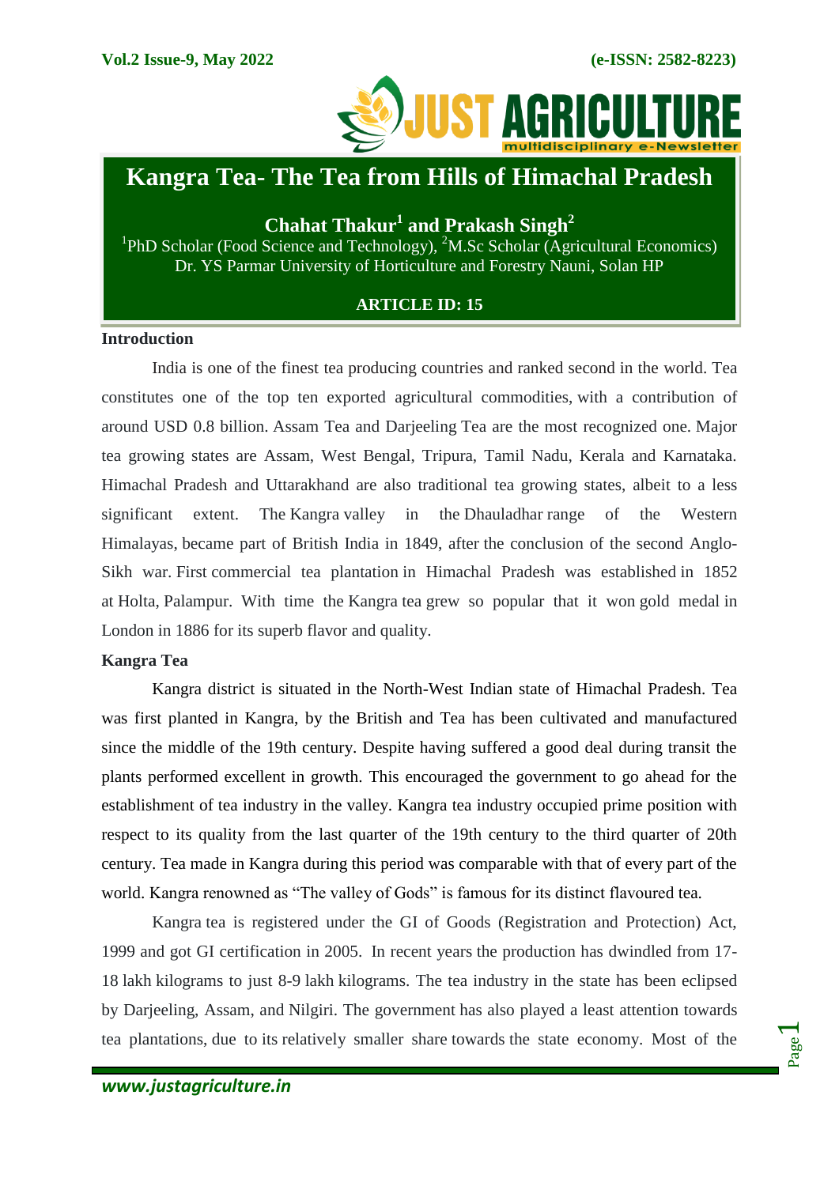# Kangra Tea- The Tea from Hills of Himachal Pradesh

**Chahat Thakur[1] and Prakash Singh[2]**

[1]PhD Scholar (Food Science and Technology), [2]M.Sc Scholar (Agricultural Economics)
Dr. YS Parmar University of Horticulture and Forestry Nauni, Solan HP

**ARTICLE ID: 15**

## Introduction

India is one of the finest tea producing countries and ranked second in the world. Tea constitutes one of the top ten exported agricultural commodities, with a contribution of around USD 0.8 billion. Assam Tea and Darjeeling Tea are the most recognized one. Major tea growing states are Assam, West Bengal, Tripura, Tamil Nadu, Kerala and Karnataka. Himachal Pradesh and Uttarakhand are also traditional tea growing states, albeit to a less significant extent. The Kangra valley in the Dhauladhar range of the Western Himalayas, became part of British India in 1849, after the conclusion of the second Anglo-Sikh war. First commercial tea plantation in Himachal Pradesh was established in 1852 at Holta, Palampur. With time the Kangra tea grew so popular that it won gold medal in London in 1886 for its superb flavor and quality.

## Kangra Tea

Kangra district is situated in the North-West Indian state of Himachal Pradesh. Tea was first planted in Kangra, by the British and Tea has been cultivated and manufactured since the middle of the 19th century. Despite having suffered a good deal during transit the plants performed excellent in growth. This encouraged the government to go ahead for the establishment of tea industry in the valley. Kangra tea industry occupied prime position with respect to its quality from the last quarter of the 19th century to the third quarter of 20th century. Tea made in Kangra during this period was comparable with that of every part of the world. Kangra renowned as "The valley of Gods" is famous for its distinct flavoured tea.

Kangra tea is registered under the GI of Goods (Registration and Protection) Act, 1999 and got GI certification in 2005. In recent years the production has dwindled from 17-18 lakh kilograms to just 8-9 lakh kilograms. The tea industry in the state has been eclipsed by Darjeeling, Assam, and Nilgiri. The government has also played a least attention towards tea plantations, due to its relatively smaller share towards the state economy. Most of the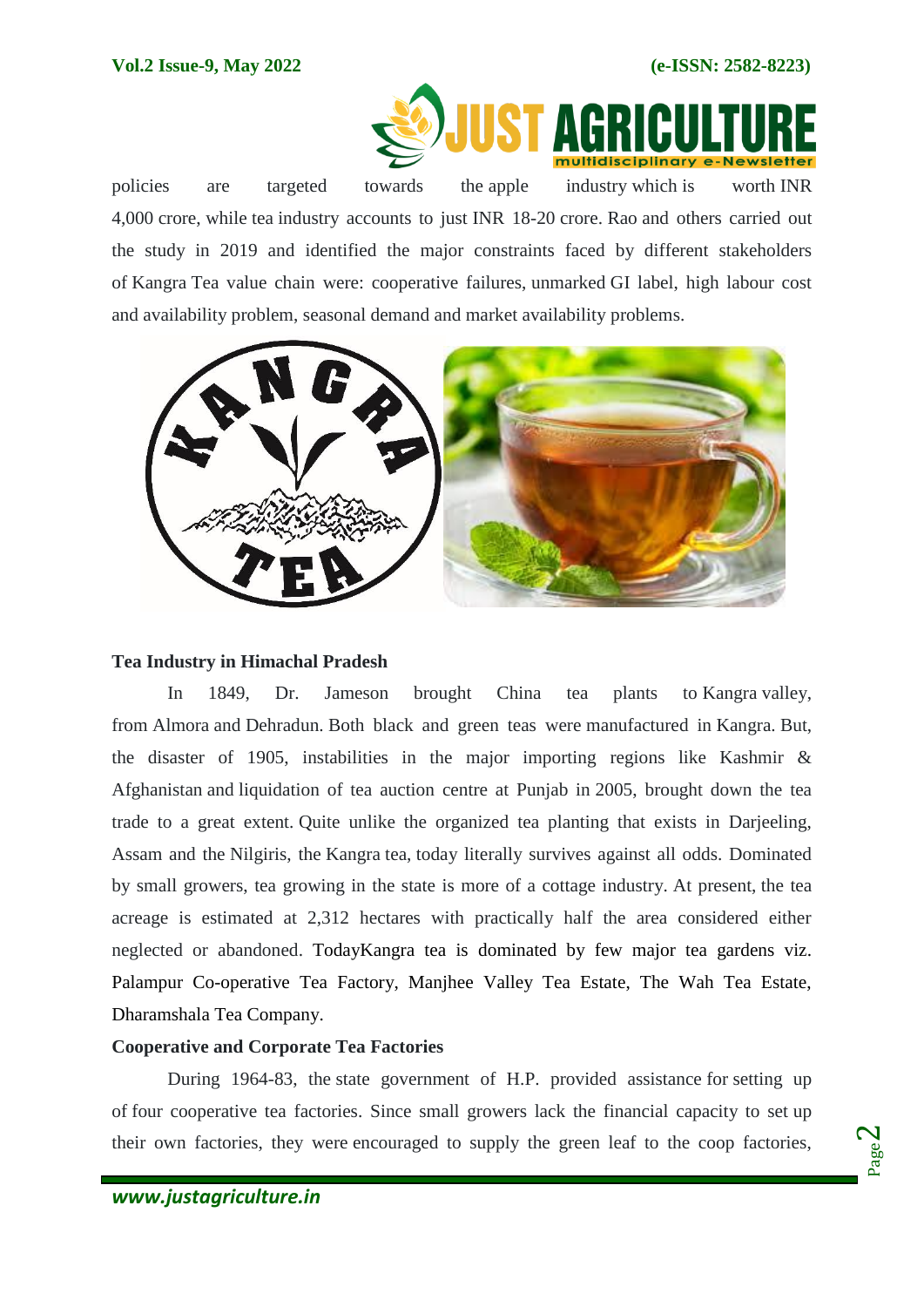policies are targeted towards the apple industry which is worth INR 4,000 crore, while tea industry accounts to just INR 18-20 crore. Rao and others carried out the study in 2019 and identified the major constraints faced by different stakeholders of Kangra Tea value chain were: cooperative failures, unmarked GI label, high labour cost and availability problem, seasonal demand and market availability problems.

## Tea Industry in Himachal Pradesh

In 1849, Dr. Jameson brought China tea plants to Kangra valley, from Almora and Dehradun. Both black and green teas were manufactured in Kangra. But, the disaster of 1905, instabilities in the major importing regions like Kashmir & Afghanistan and liquidation of tea auction centre at Punjab in 2005, brought down the tea trade to a great extent. Quite unlike the organized tea planting that exists in Darjeeling, Assam and the Nilgiris, the Kangra tea, today literally survives against all odds. Dominated by small growers, tea growing in the state is more of a cottage industry. At present, the tea acreage is estimated at 2,312 hectares with practically half the area considered either neglected or abandoned. TodayKangra tea is dominated by few major tea gardens viz. Palampur Co-operative Tea Factory, Manjhee Valley Tea Estate, The Wah Tea Estate, Dharamshala Tea Company.

## Cooperative and Corporate Tea Factories

During 1964-83, the state government of H.P. provided assistance for setting up of four cooperative tea factories. Since small growers lack the financial capacity to set up their own factories, they were encouraged to supply the green leaf to the coop factories,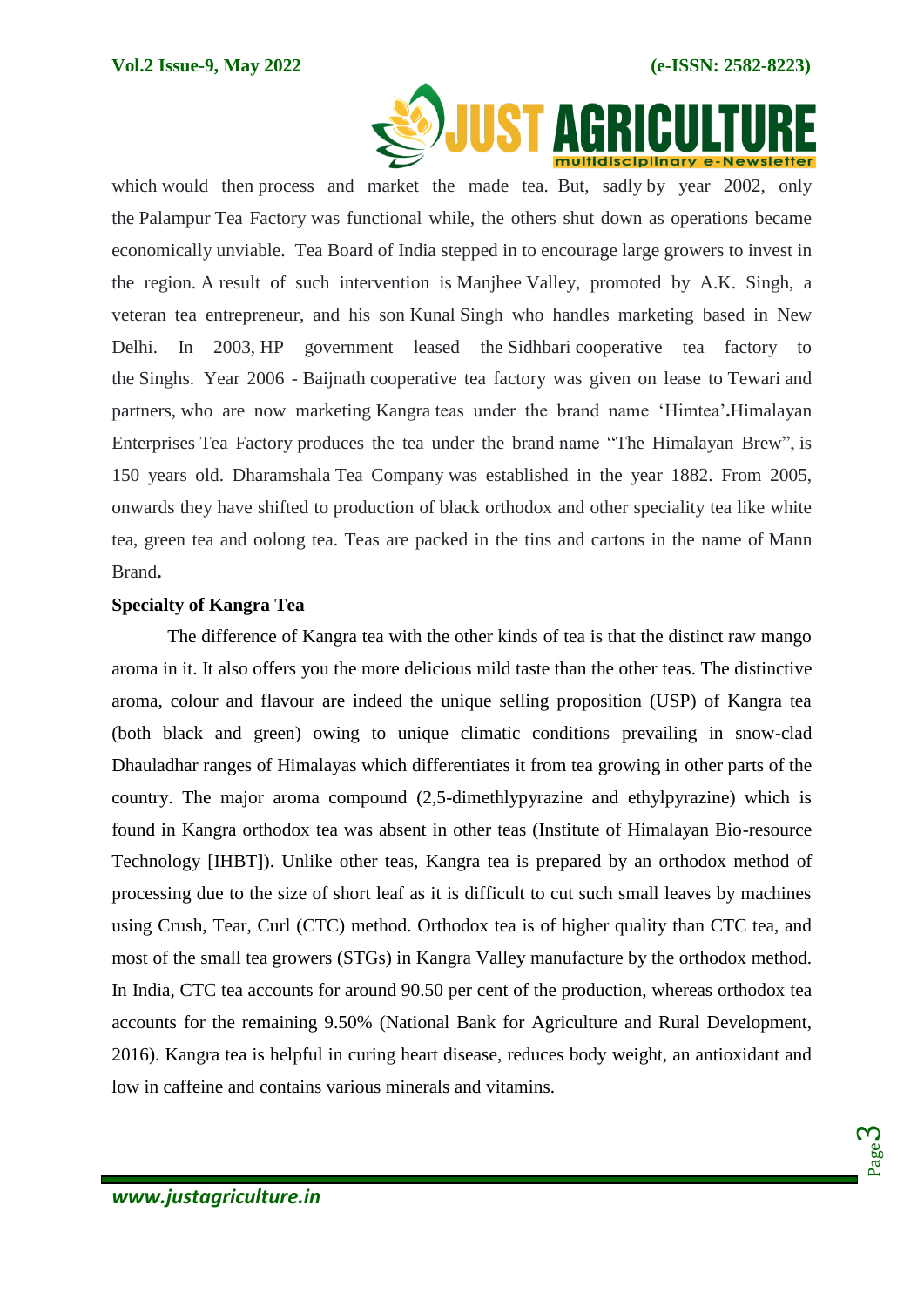which would then process and market the made tea. But, sadly by year 2002, only the Palampur Tea Factory was functional while, the others shut down as operations became economically unviable. Tea Board of India stepped in to encourage large growers to invest in the region. A result of such intervention is Manjhee Valley, promoted by A.K. Singh, a veteran tea entrepreneur, and his son Kunal Singh who handles marketing based in New Delhi. In 2003, HP government leased the Sidhbari cooperative tea factory to the Singhs. Year 2006 - Baijnath cooperative tea factory was given on lease to Tewari and partners, who are now marketing Kangra teas under the brand name 'Himtea'.Himalayan Enterprises Tea Factory produces the tea under the brand name "The Himalayan Brew", is 150 years old. Dharamshala Tea Company was established in the year 1882. From 2005, onwards they have shifted to production of black orthodox and other speciality tea like white tea, green tea and oolong tea. Teas are packed in the tins and cartons in the name of Mann Brand**.**

**Specialty of Kangra Tea**

The difference of Kangra tea with the other kinds of tea is that the distinct raw mango aroma in it. It also offers you the more delicious mild taste than the other teas. The distinctive aroma, colour and flavour are indeed the unique selling proposition (USP) of Kangra tea (both black and green) owing to unique climatic conditions prevailing in snow-clad Dhauladhar ranges of Himalayas which differentiates it from tea growing in other parts of the country. The major aroma compound (2,5-dimethlypyrazine and ethylpyrazine) which is found in Kangra orthodox tea was absent in other teas (Institute of Himalayan Bio-resource Technology [IHBT]). Unlike other teas, Kangra tea is prepared by an orthodox method of processing due to the size of short leaf as it is difficult to cut such small leaves by machines using Crush, Tear, Curl (CTC) method. Orthodox tea is of higher quality than CTC tea, and most of the small tea growers (STGs) in Kangra Valley manufacture by the orthodox method. In India, CTC tea accounts for around 90.50 per cent of the production, whereas orthodox tea accounts for the remaining 9.50% (National Bank for Agriculture and Rural Development, 2016). Kangra tea is helpful in curing heart disease, reduces body weight, an antioxidant and low in caffeine and contains various minerals and vitamins.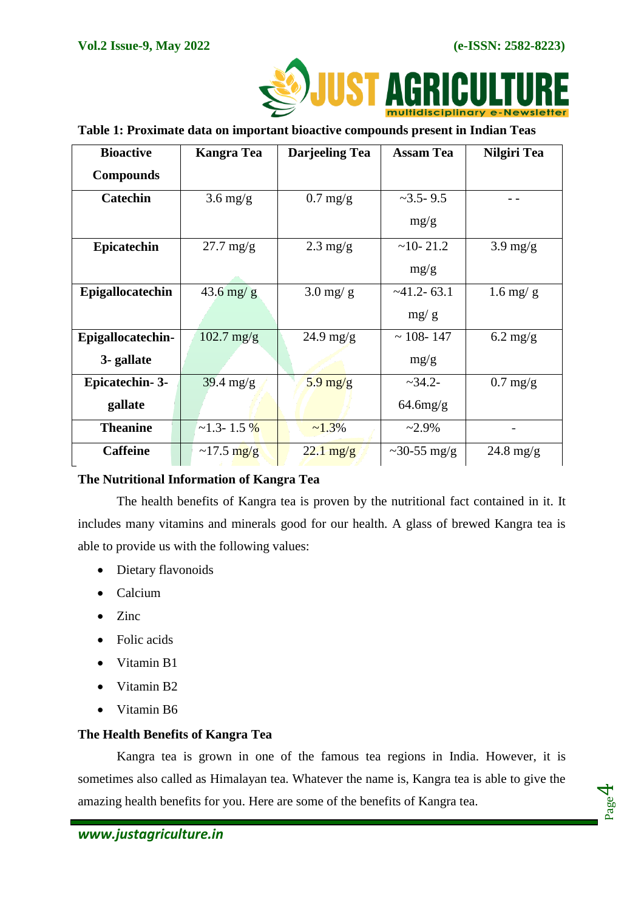**Table 1: Proximate data on important bioactive compounds present in Indian Teas**

| Bioactive Compounds | Kangra Tea | Darjeeling Tea | Assam Tea | Nilgiri Tea |
|---|---|---|---|---|
| Catechin | 3.6 mg/g | 0.7 mg/g | ~3.5- 9.5 mg/g | - - |
| Epicatechin | 27.7 mg/g | 2.3 mg/g | ~10- 21.2 mg/g | 3.9 mg/g |
| Epigallocatechin | 43.6 mg/ g | 3.0 mg/ g | ~41.2- 63.1 mg/ g | 1.6 mg/ g |
| Epigallocatechin-3- gallate | 102.7 mg/g | 24.9 mg/g | ~ 108- 147 mg/g | 6.2 mg/g |
| Epicatechin- 3-gallate | 39.4 mg/g | 5.9 mg/g | ~34.2- 64.6mg/g | 0.7 mg/g |
| Theanine | ~1.3- 1.5 % | ~1.3% | ~2.9% | - |
| Caffeine | ~17.5 mg/g | 22.1 mg/g | ~30-55 mg/g | 24.8 mg/g |

### The Nutritional Information of Kangra Tea

The health benefits of Kangra tea is proven by the nutritional fact contained in it. It includes many vitamins and minerals good for our health. A glass of brewed Kangra tea is able to provide us with the following values:

- Dietary flavonoids
- Calcium
- Zinc
- Folic acids
- Vitamin B1
- Vitamin B2
- Vitamin B6

### The Health Benefits of Kangra Tea

Kangra tea is grown in one of the famous tea regions in India. However, it is sometimes also called as Himalayan tea. Whatever the name is, Kangra tea is able to give the amazing health benefits for you. Here are some of the benefits of Kangra tea.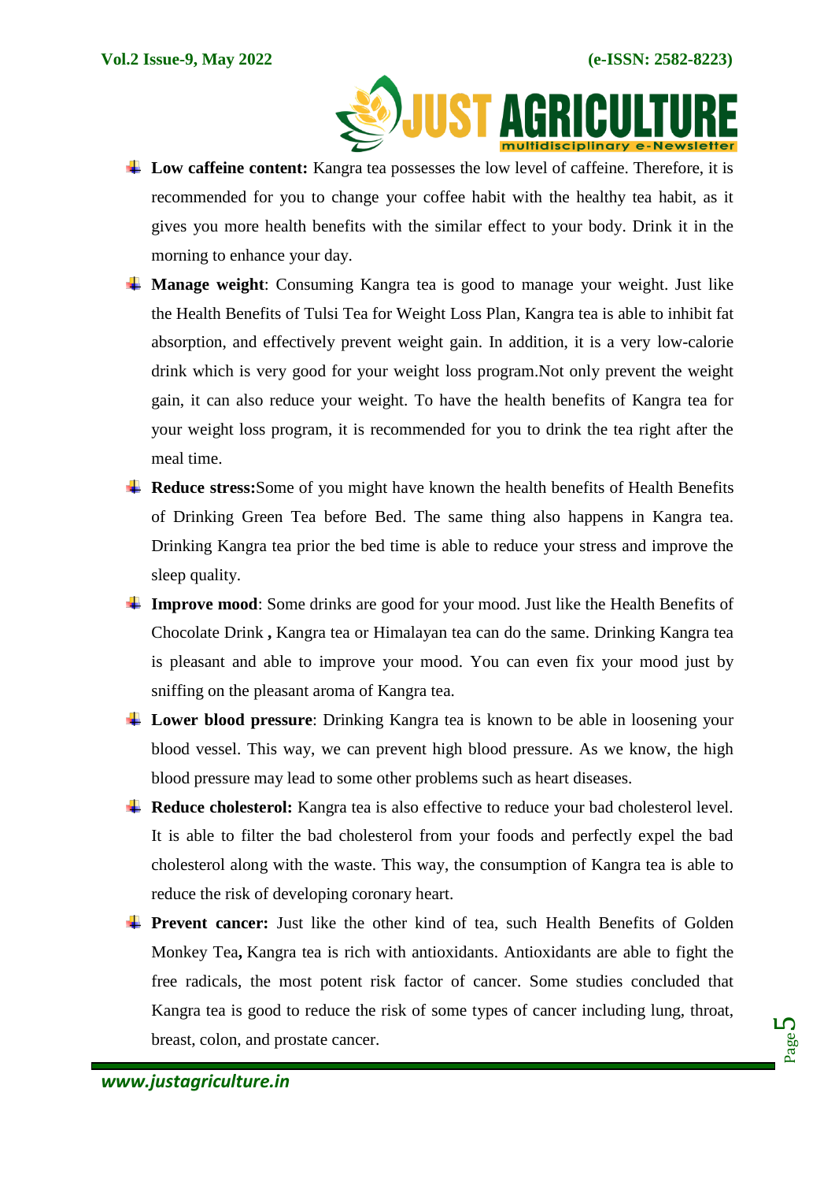- **Low caffeine content:** Kangra tea possesses the low level of caffeine. Therefore, it is recommended for you to change your coffee habit with the healthy tea habit, as it gives you more health benefits with the similar effect to your body. Drink it in the morning to enhance your day.
- **Manage weight**: Consuming Kangra tea is good to manage your weight. Just like the Health Benefits of Tulsi Tea for Weight Loss Plan, Kangra tea is able to inhibit fat absorption, and effectively prevent weight gain. In addition, it is a very low-calorie drink which is very good for your weight loss program.Not only prevent the weight gain, it can also reduce your weight. To have the health benefits of Kangra tea for your weight loss program, it is recommended for you to drink the tea right after the meal time.
- **Reduce stress:**Some of you might have known the health benefits of Health Benefits of Drinking Green Tea before Bed. The same thing also happens in Kangra tea. Drinking Kangra tea prior the bed time is able to reduce your stress and improve the sleep quality.
- **Improve mood**: Some drinks are good for your mood. Just like the Health Benefits of Chocolate Drink **,** Kangra tea or Himalayan tea can do the same. Drinking Kangra tea is pleasant and able to improve your mood. You can even fix your mood just by sniffing on the pleasant aroma of Kangra tea.
- **Lower blood pressure**: Drinking Kangra tea is known to be able in loosening your blood vessel. This way, we can prevent high blood pressure. As we know, the high blood pressure may lead to some other problems such as heart diseases.
- **Reduce cholesterol:** Kangra tea is also effective to reduce your bad cholesterol level. It is able to filter the bad cholesterol from your foods and perfectly expel the bad cholesterol along with the waste. This way, the consumption of Kangra tea is able to reduce the risk of developing coronary heart.
- **Prevent cancer:** Just like the other kind of tea, such Health Benefits of Golden Monkey Tea**,** Kangra tea is rich with antioxidants. Antioxidants are able to fight the free radicals, the most potent risk factor of cancer. Some studies concluded that Kangra tea is good to reduce the risk of some types of cancer including lung, throat, breast, colon, and prostate cancer.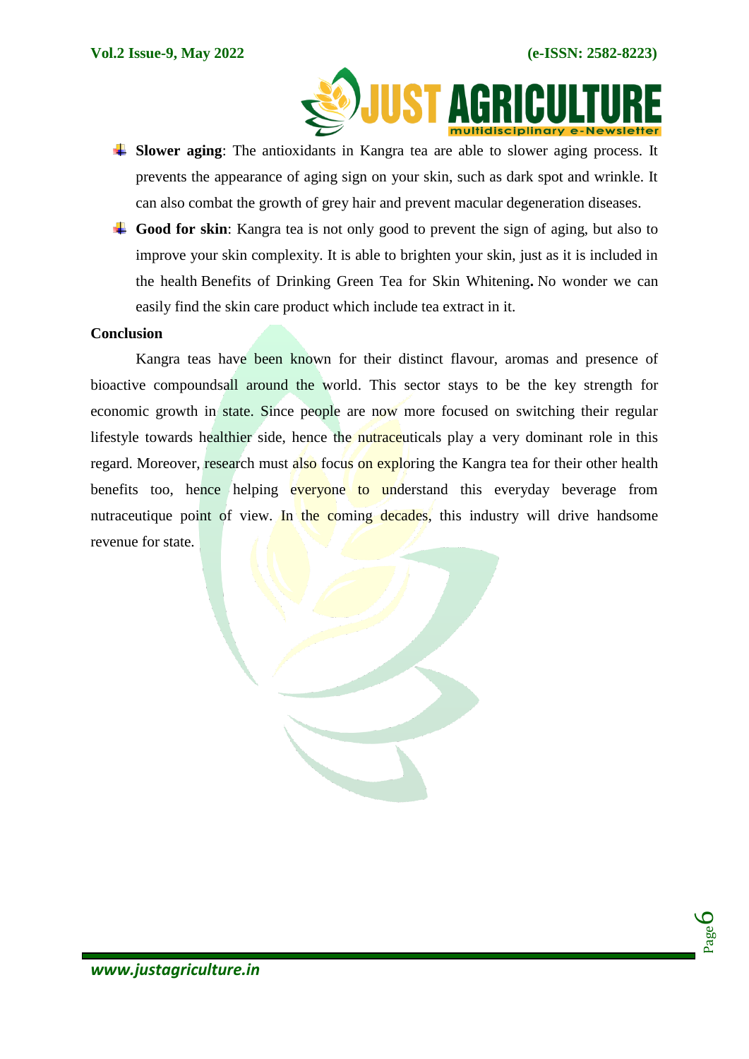- **Slower aging**: The antioxidants in Kangra tea are able to slower aging process. It prevents the appearance of aging sign on your skin, such as dark spot and wrinkle. It can also combat the growth of grey hair and prevent macular degeneration diseases.
- **Good for skin**: Kangra tea is not only good to prevent the sign of aging, but also to improve your skin complexity. It is able to brighten your skin, just as it is included in the health Benefits of Drinking Green Tea for Skin Whitening**.** No wonder we can easily find the skin care product which include tea extract in it.

**Conclusion**

Kangra teas have been known for their distinct flavour, aromas and presence of bioactive compoundsall around the world. This sector stays to be the key strength for economic growth in state. Since people are now more focused on switching their regular lifestyle towards healthier side, hence the nutraceuticals play a very dominant role in this regard. Moreover, research must also focus on exploring the Kangra tea for their other health benefits too, hence helping everyone to understand this everyday beverage from nutraceutique point of view. In the coming decades, this industry will drive handsome revenue for state.